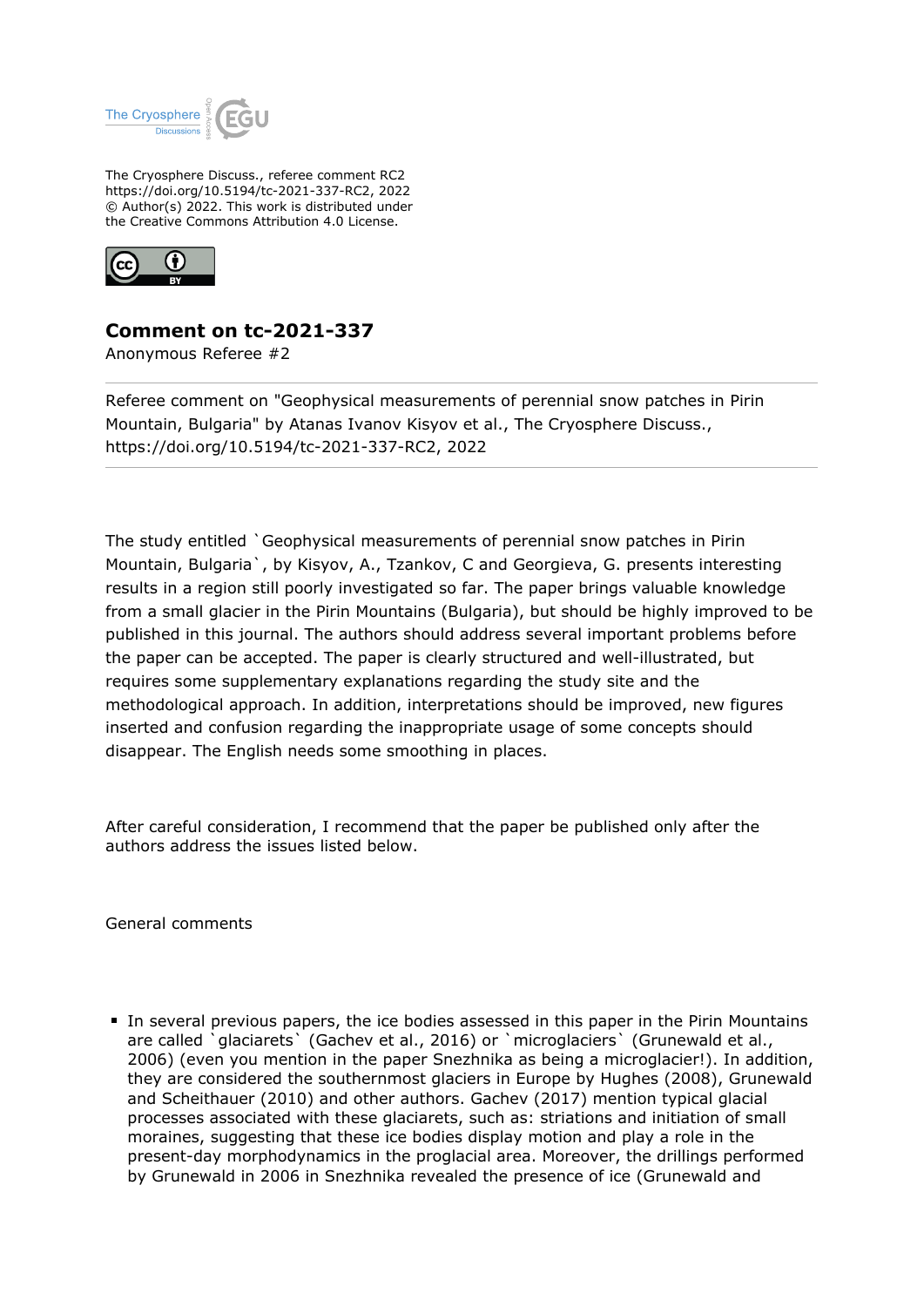The Cryosphere Discuss., referee comment RC2
https://doi.org/10.5194/tc-2021-337-RC2, 2022
© Author(s) 2022. This work is distributed under the Creative Commons Attribution 4.0 License.

# Comment on tc-2021-337

Anonymous Referee #2

---

Referee comment on "Geophysical measurements of perennial snow patches in Pirin Mountain, Bulgaria" by Atanas Ivanov Kisyov et al., The Cryosphere Discuss., https://doi.org/10.5194/tc-2021-337-RC2, 2022

---

The study entitled `Geophysical measurements of perennial snow patches in Pirin Mountain, Bulgaria`, by Kisyov, A., Tzankov, C and Georgieva, G. presents interesting results in a region still poorly investigated so far. The paper brings valuable knowledge from a small glacier in the Pirin Mountains (Bulgaria), but should be highly improved to be published in this journal. The authors should address several important problems before the paper can be accepted. The paper is clearly structured and well-illustrated, but requires some supplementary explanations regarding the study site and the methodological approach. In addition, interpretations should be improved, new figures inserted and confusion regarding the inappropriate usage of some concepts should disappear. The English needs some smoothing in places.

After careful consideration, I recommend that the paper be published only after the authors address the issues listed below.

General comments

- In several previous papers, the ice bodies assessed in this paper in the Pirin Mountains are called `glaciarets` (Gachev et al., 2016) or `microglaciers` (Grunewald et al., 2006) (even you mention in the paper Snezhnika as being a microglacier!). In addition, they are considered the southernmost glaciers in Europe by Hughes (2008), Grunewald and Scheithauer (2010) and other authors. Gachev (2017) mention typical glacial processes associated with these glaciarets, such as: striations and initiation of small moraines, suggesting that these ice bodies display motion and play a role in the present-day morphodynamics in the proglacial area. Moreover, the drillings performed by Grunewald in 2006 in Snezhnika revealed the presence of ice (Grunewald and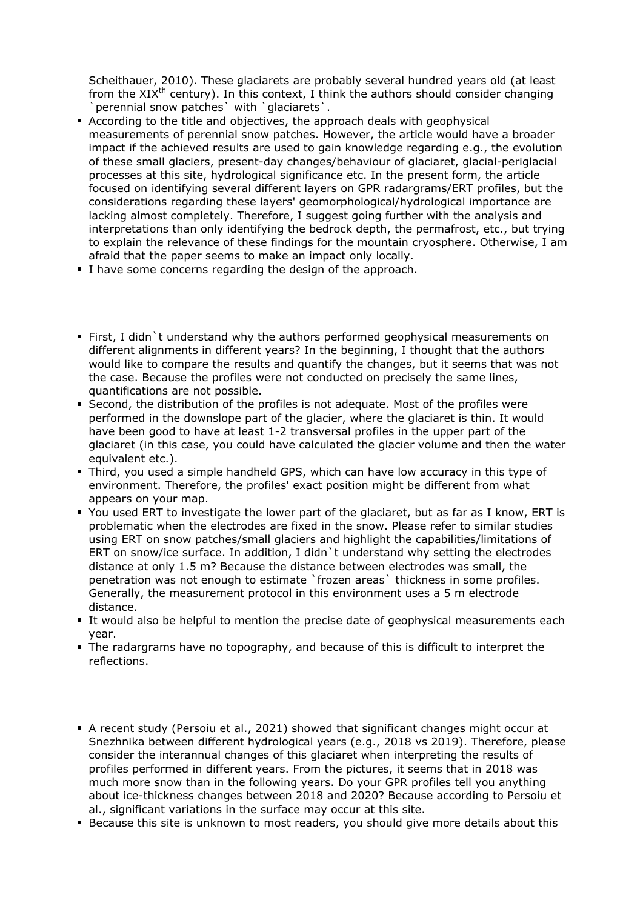Scheithauer, 2010). These glaciarets are probably several hundred years old (at least from the XIX$^{th}$ century). In this context, I think the authors should consider changing `perennial snow patches` with `glaciarets`.

- According to the title and objectives, the approach deals with geophysical measurements of perennial snow patches. However, the article would have a broader impact if the achieved results are used to gain knowledge regarding e.g., the evolution of these small glaciers, present-day changes/behaviour of glaciaret, glacial-periglacial processes at this site, hydrological significance etc. In the present form, the article focused on identifying several different layers on GPR radargrams/ERT profiles, but the considerations regarding these layers' geomorphological/hydrological importance are lacking almost completely. Therefore, I suggest going further with the analysis and interpretations than only identifying the bedrock depth, the permafrost, etc., but trying to explain the relevance of these findings for the mountain cryosphere. Otherwise, I am afraid that the paper seems to make an impact only locally.
- I have some concerns regarding the design of the approach.

- First, I didn`t understand why the authors performed geophysical measurements on different alignments in different years? In the beginning, I thought that the authors would like to compare the results and quantify the changes, but it seems that was not the case. Because the profiles were not conducted on precisely the same lines, quantifications are not possible.
- Second, the distribution of the profiles is not adequate. Most of the profiles were performed in the downslope part of the glacier, where the glaciaret is thin. It would have been good to have at least 1-2 transversal profiles in the upper part of the glaciaret (in this case, you could have calculated the glacier volume and then the water equivalent etc.).
- Third, you used a simple handheld GPS, which can have low accuracy in this type of environment. Therefore, the profiles' exact position might be different from what appears on your map.
- You used ERT to investigate the lower part of the glaciaret, but as far as I know, ERT is problematic when the electrodes are fixed in the snow. Please refer to similar studies using ERT on snow patches/small glaciers and highlight the capabilities/limitations of ERT on snow/ice surface. In addition, I didn`t understand why setting the electrodes distance at only 1.5 m? Because the distance between electrodes was small, the penetration was not enough to estimate `frozen areas` thickness in some profiles. Generally, the measurement protocol in this environment uses a 5 m electrode distance.
- It would also be helpful to mention the precise date of geophysical measurements each year.
- The radargrams have no topography, and because of this is difficult to interpret the reflections.

- A recent study (Persoiu et al., 2021) showed that significant changes might occur at Snezhnika between different hydrological years (e.g., 2018 vs 2019). Therefore, please consider the interannual changes of this glaciaret when interpreting the results of profiles performed in different years. From the pictures, it seems that in 2018 was much more snow than in the following years. Do your GPR profiles tell you anything about ice-thickness changes between 2018 and 2020? Because according to Persoiu et al., significant variations in the surface may occur at this site.
- Because this site is unknown to most readers, you should give more details about this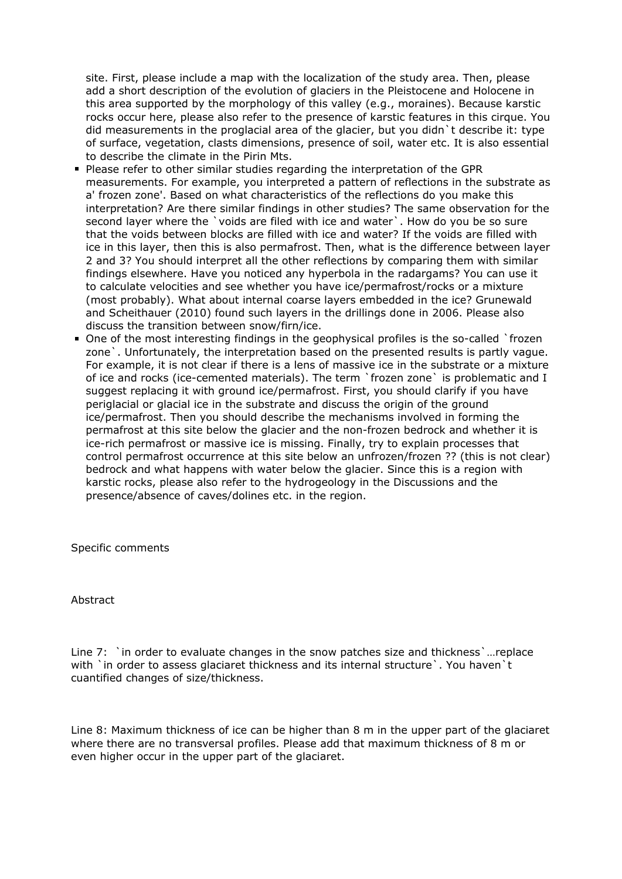site. First, please include a map with the localization of the study area. Then, please add a short description of the evolution of glaciers in the Pleistocene and Holocene in this area supported by the morphology of this valley (e.g., moraines). Because karstic rocks occur here, please also refer to the presence of karstic features in this cirque. You did measurements in the proglacial area of the glacier, but you didn`t describe it: type of surface, vegetation, clasts dimensions, presence of soil, water etc. It is also essential to describe the climate in the Pirin Mts.

- Please refer to other similar studies regarding the interpretation of the GPR measurements. For example, you interpreted a pattern of reflections in the substrate as a' frozen zone'. Based on what characteristics of the reflections do you make this interpretation? Are there similar findings in other studies? The same observation for the second layer where the `voids are filed with ice and water`. How do you be so sure that the voids between blocks are filled with ice and water? If the voids are filled with ice in this layer, then this is also permafrost. Then, what is the difference between layer 2 and 3? You should interpret all the other reflections by comparing them with similar findings elsewhere. Have you noticed any hyperbola in the radargams? You can use it to calculate velocities and see whether you have ice/permafrost/rocks or a mixture (most probably). What about internal coarse layers embedded in the ice? Grunewald and Scheithauer (2010) found such layers in the drillings done in 2006. Please also discuss the transition between snow/firn/ice.
- One of the most interesting findings in the geophysical profiles is the so-called `frozen zone`. Unfortunately, the interpretation based on the presented results is partly vague. For example, it is not clear if there is a lens of massive ice in the substrate or a mixture of ice and rocks (ice-cemented materials). The term `frozen zone` is problematic and I suggest replacing it with ground ice/permafrost. First, you should clarify if you have periglacial or glacial ice in the substrate and discuss the origin of the ground ice/permafrost. Then you should describe the mechanisms involved in forming the permafrost at this site below the glacier and the non-frozen bedrock and whether it is ice-rich permafrost or massive ice is missing. Finally, try to explain processes that control permafrost occurrence at this site below an unfrozen/frozen ?? (this is not clear) bedrock and what happens with water below the glacier. Since this is a region with karstic rocks, please also refer to the hydrogeology in the Discussions and the presence/absence of caves/dolines etc. in the region.

Specific comments

Abstract

Line 7: `in order to evaluate changes in the snow patches size and thickness`…replace with `in order to assess glaciaret thickness and its internal structure`. You haven`t cuantified changes of size/thickness.

Line 8: Maximum thickness of ice can be higher than 8 m in the upper part of the glaciaret where there are no transversal profiles. Please add that maximum thickness of 8 m or even higher occur in the upper part of the glaciaret.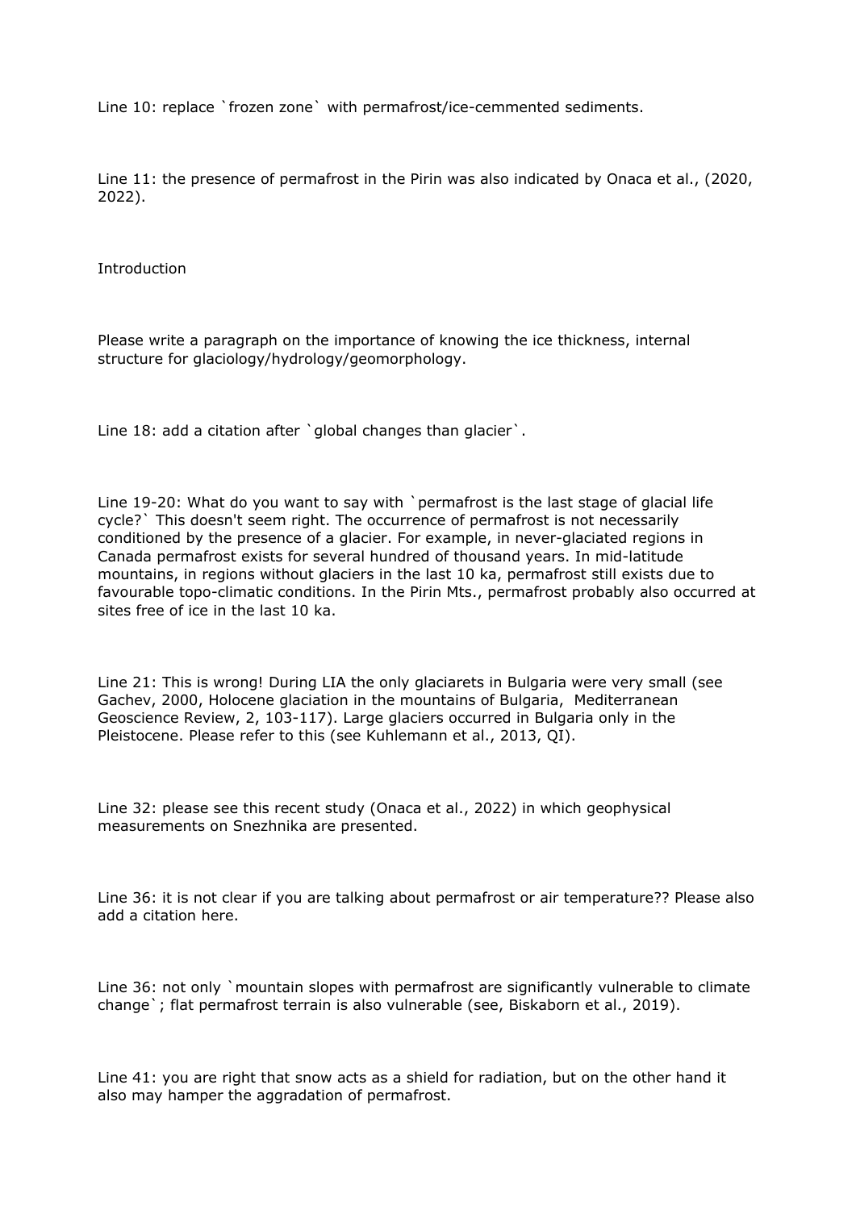Line 10: replace `frozen zone` with permafrost/ice-cemmented sediments.

Line 11: the presence of permafrost in the Pirin was also indicated by Onaca et al., (2020, 2022).

Introduction

Please write a paragraph on the importance of knowing the ice thickness, internal structure for glaciology/hydrology/geomorphology.

Line 18: add a citation after `global changes than glacier`.

Line 19-20: What do you want to say with `permafrost is the last stage of glacial life cycle?` This doesn't seem right. The occurrence of permafrost is not necessarily conditioned by the presence of a glacier. For example, in never-glaciated regions in Canada permafrost exists for several hundred of thousand years. In mid-latitude mountains, in regions without glaciers in the last 10 ka, permafrost still exists due to favourable topo-climatic conditions. In the Pirin Mts., permafrost probably also occurred at sites free of ice in the last 10 ka.

Line 21: This is wrong! During LIA the only glaciarets in Bulgaria were very small (see Gachev, 2000, Holocene glaciation in the mountains of Bulgaria, Mediterranean Geoscience Review, 2, 103-117). Large glaciers occurred in Bulgaria only in the Pleistocene. Please refer to this (see Kuhlemann et al., 2013, QI).

Line 32: please see this recent study (Onaca et al., 2022) in which geophysical measurements on Snezhnika are presented.

Line 36: it is not clear if you are talking about permafrost or air temperature?? Please also add a citation here.

Line 36: not only `mountain slopes with permafrost are significantly vulnerable to climate change`; flat permafrost terrain is also vulnerable (see, Biskaborn et al., 2019).

Line 41: you are right that snow acts as a shield for radiation, but on the other hand it also may hamper the aggradation of permafrost.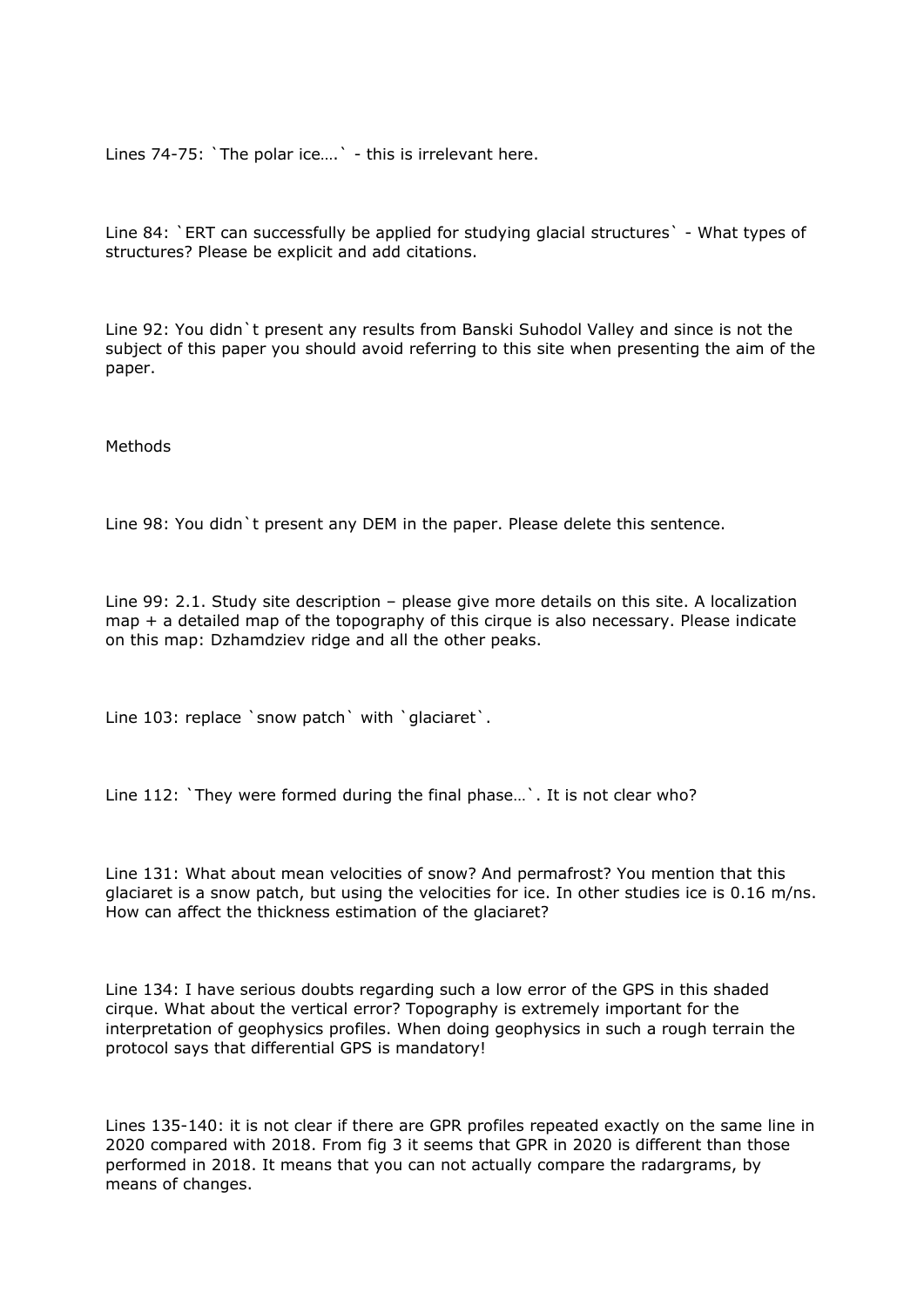Lines 74-75: `The polar ice….` - this is irrelevant here.

Line 84: `ERT can successfully be applied for studying glacial structures` - What types of structures? Please be explicit and add citations.

Line 92: You didn`t present any results from Banski Suhodol Valley and since is not the subject of this paper you should avoid referring to this site when presenting the aim of the paper.

Methods

Line 98: You didn`t present any DEM in the paper. Please delete this sentence.

Line 99: 2.1. Study site description – please give more details on this site. A localization map + a detailed map of the topography of this cirque is also necessary. Please indicate on this map: Dzhamdziev ridge and all the other peaks.

Line 103: replace `snow patch` with `glaciaret`.

Line 112: `They were formed during the final phase…`. It is not clear who?

Line 131: What about mean velocities of snow? And permafrost? You mention that this glaciaret is a snow patch, but using the velocities for ice. In other studies ice is 0.16 m/ns. How can affect the thickness estimation of the glaciaret?

Line 134: I have serious doubts regarding such a low error of the GPS in this shaded cirque. What about the vertical error? Topography is extremely important for the interpretation of geophysics profiles. When doing geophysics in such a rough terrain the protocol says that differential GPS is mandatory!

Lines 135-140: it is not clear if there are GPR profiles repeated exactly on the same line in 2020 compared with 2018. From fig 3 it seems that GPR in 2020 is different than those performed in 2018. It means that you can not actually compare the radargrams, by means of changes.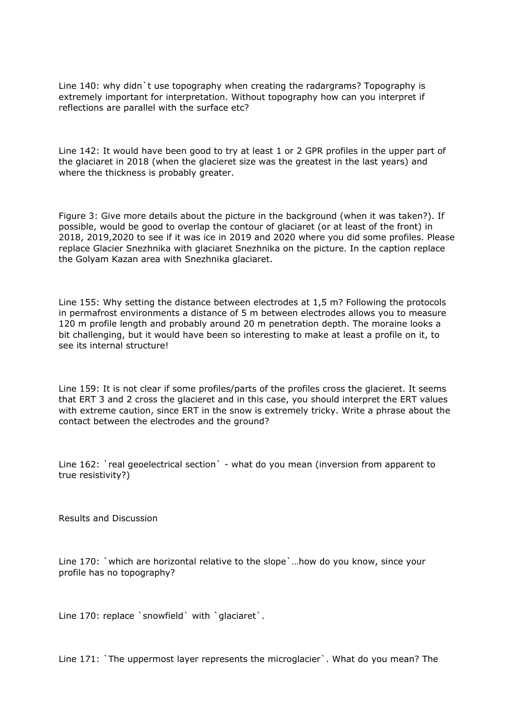Line 140: why didn`t use topography when creating the radargrams? Topography is extremely important for interpretation. Without topography how can you interpret if reflections are parallel with the surface etc?

Line 142: It would have been good to try at least 1 or 2 GPR profiles in the upper part of the glaciaret in 2018 (when the glacieret size was the greatest in the last years) and where the thickness is probably greater.

Figure 3: Give more details about the picture in the background (when it was taken?). If possible, would be good to overlap the contour of glaciaret (or at least of the front) in 2018, 2019,2020 to see if it was ice in 2019 and 2020 where you did some profiles. Please replace Glacier Snezhnika with glaciaret Snezhnika on the picture. In the caption replace the Golyam Kazan area with Snezhnika glaciaret.

Line 155: Why setting the distance between electrodes at 1,5 m? Following the protocols in permafrost environments a distance of 5 m between electrodes allows you to measure 120 m profile length and probably around 20 m penetration depth. The moraine looks a bit challenging, but it would have been so interesting to make at least a profile on it, to see its internal structure!

Line 159: It is not clear if some profiles/parts of the profiles cross the glacieret. It seems that ERT 3 and 2 cross the glacieret and in this case, you should interpret the ERT values with extreme caution, since ERT in the snow is extremely tricky. Write a phrase about the contact between the electrodes and the ground?

Line 162: `real geoelectrical section` - what do you mean (inversion from apparent to true resistivity?)

Results and Discussion

Line 170: `which are horizontal relative to the slope`…how do you know, since your profile has no topography?

Line 170: replace `snowfield` with `glaciaret`.

Line 171: `The uppermost layer represents the microglacier`. What do you mean? The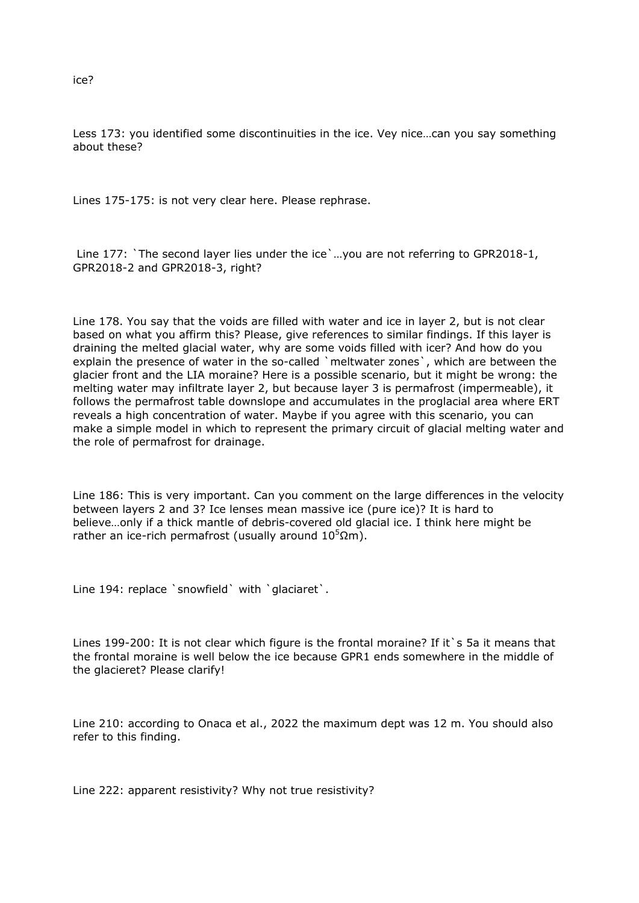ice?

Less 173: you identified some discontinuities in the ice. Vey nice…can you say something about these?

Lines 175-175: is not very clear here. Please rephrase.

Line 177: `The second layer lies under the ice`…you are not referring to GPR2018-1, GPR2018-2 and GPR2018-3, right?

Line 178. You say that the voids are filled with water and ice in layer 2, but is not clear based on what you affirm this? Please, give references to similar findings. If this layer is draining the melted glacial water, why are some voids filled with icer? And how do you explain the presence of water in the so-called `meltwater zones`, which are between the glacier front and the LIA moraine? Here is a possible scenario, but it might be wrong: the melting water may infiltrate layer 2, but because layer 3 is permafrost (impermeable), it follows the permafrost table downslope and accumulates in the proglacial area where ERT reveals a high concentration of water. Maybe if you agree with this scenario, you can make a simple model in which to represent the primary circuit of glacial melting water and the role of permafrost for drainage.

Line 186: This is very important. Can you comment on the large differences in the velocity between layers 2 and 3? Ice lenses mean massive ice (pure ice)? It is hard to believe…only if a thick mantle of debris-covered old glacial ice. I think here might be rather an ice-rich permafrost (usually around $10^5\Omega$m).

Line 194: replace `snowfield` with `glaciaret`.

Lines 199-200: It is not clear which figure is the frontal moraine? If it`s 5a it means that the frontal moraine is well below the ice because GPR1 ends somewhere in the middle of the glacieret? Please clarify!

Line 210: according to Onaca et al., 2022 the maximum dept was 12 m. You should also refer to this finding.

Line 222: apparent resistivity? Why not true resistivity?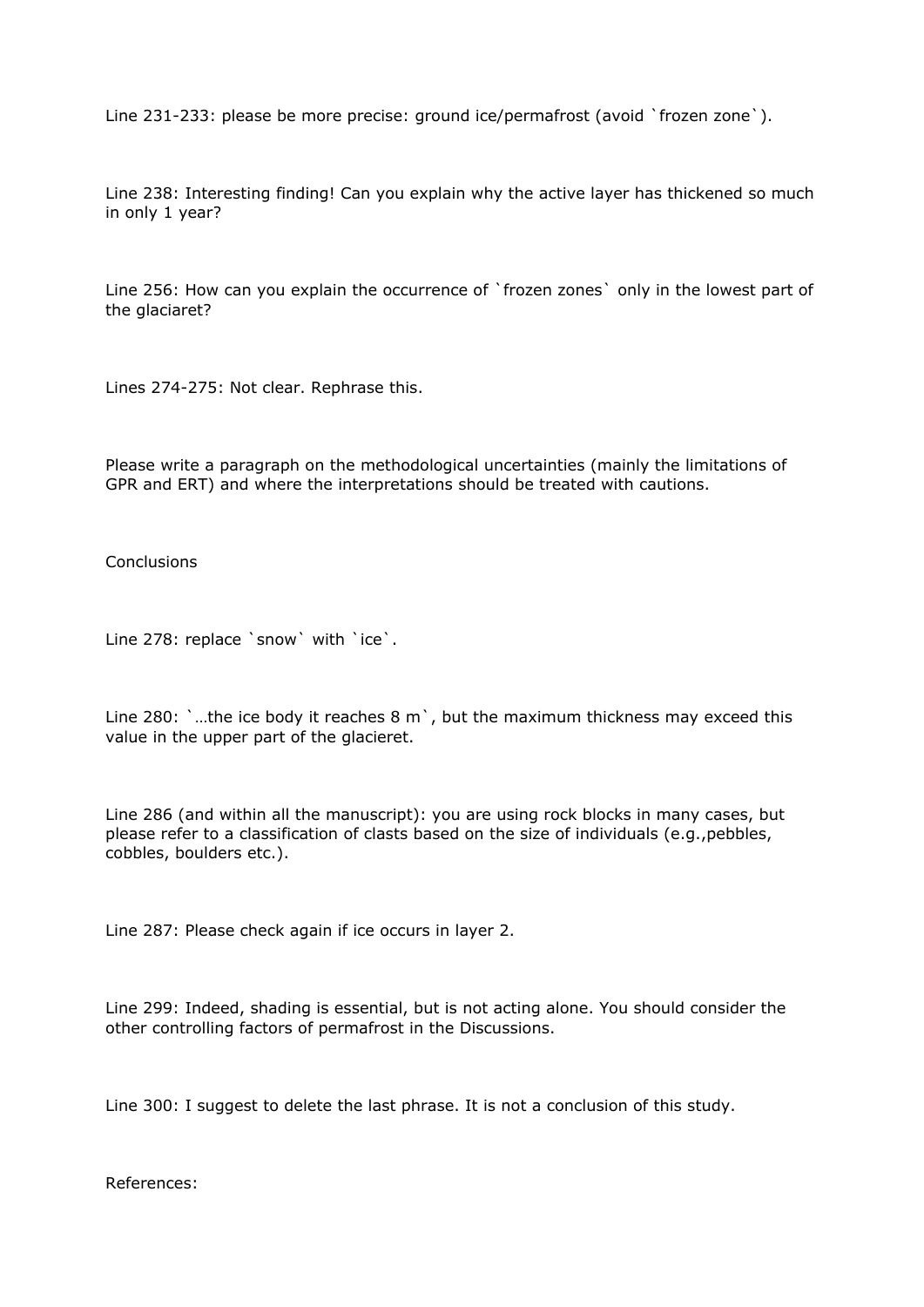Line 231-233: please be more precise: ground ice/permafrost (avoid `frozen zone`).

Line 238: Interesting finding! Can you explain why the active layer has thickened so much in only 1 year?

Line 256: How can you explain the occurrence of `frozen zones` only in the lowest part of the glaciaret?

Lines 274-275: Not clear. Rephrase this.

Please write a paragraph on the methodological uncertainties (mainly the limitations of GPR and ERT) and where the interpretations should be treated with cautions.

Conclusions

Line 278: replace `snow` with `ice`.

Line 280: `…the ice body it reaches 8 m`, but the maximum thickness may exceed this value in the upper part of the glacieret.

Line 286 (and within all the manuscript): you are using rock blocks in many cases, but please refer to a classification of clasts based on the size of individuals (e.g.,pebbles, cobbles, boulders etc.).

Line 287: Please check again if ice occurs in layer 2.

Line 299: Indeed, shading is essential, but is not acting alone. You should consider the other controlling factors of permafrost in the Discussions.

Line 300: I suggest to delete the last phrase. It is not a conclusion of this study.

References: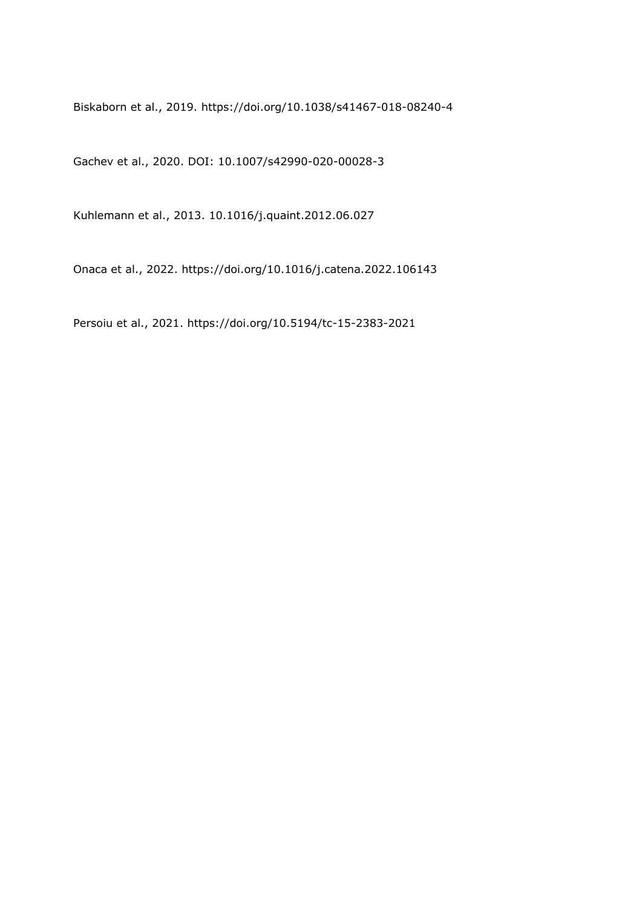Biskaborn et al., 2019. https://doi.org/10.1038/s41467-018-08240-4

Gachev et al., 2020. DOI: 10.1007/s42990-020-00028-3

Kuhlemann et al., 2013. 10.1016/j.quaint.2012.06.027

Onaca et al., 2022. https://doi.org/10.1016/j.catena.2022.106143

Persoiu et al., 2021. https://doi.org/10.5194/tc-15-2383-2021